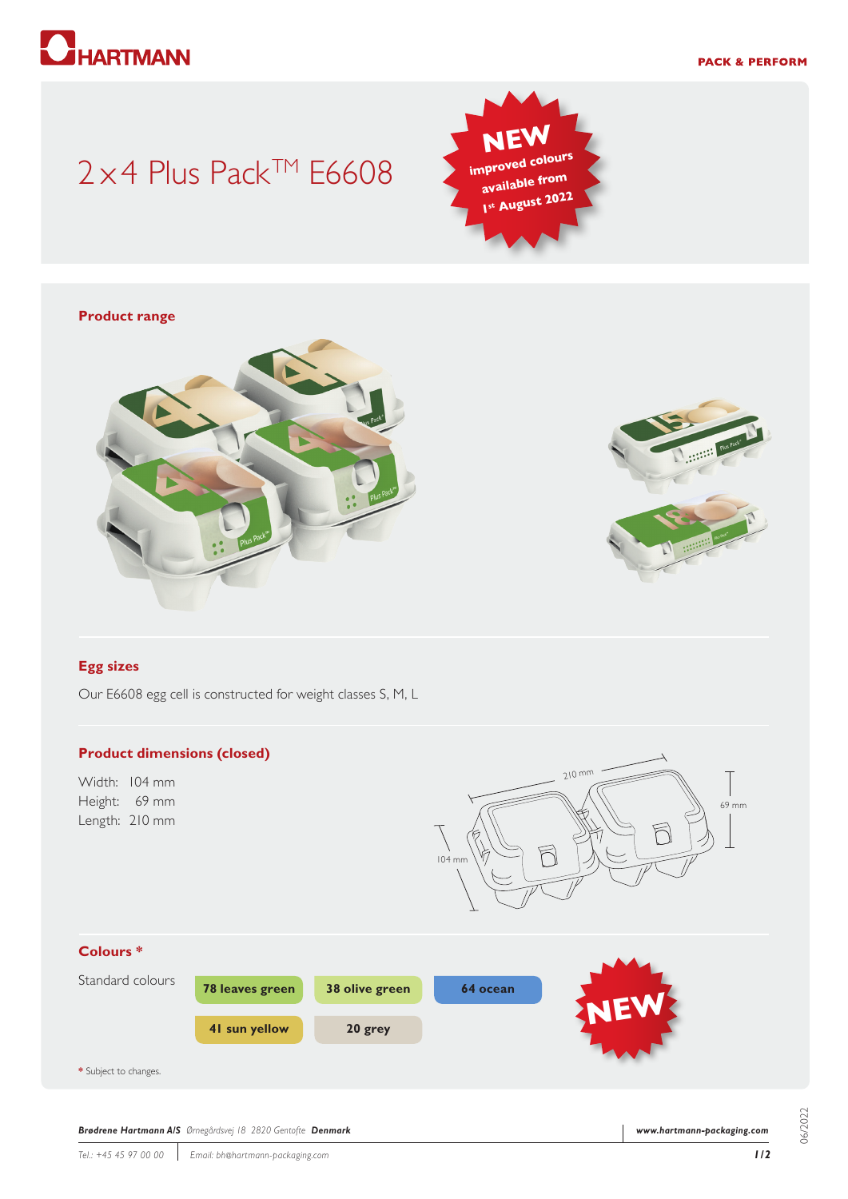# 2 x 4 Plus Pack™ E6608

**NEW**
**improved colours available from 1st August 2022**

## Product range

## Egg sizes

Our E6608 egg cell is constructed for weight classes S, M, L

## Product dimensions (closed)

Width: 104 mm
Height: 69 mm
Length: 210 mm

## Colours *

Standard colours

| | | |
|---|---|---|
| 78 leaves green | 38 olive green | 64 ocean |
| 41 sun yellow | 20 grey | |

**NEW**

* Subject to changes.

**Brødrene Hartmann A/S** Ørnegårdsvej 18 2820 Gentofte **Denmark**
Tel.: +45 45 97 00 00 | Email: bh@hartmann-packaging.com
**www.hartmann-packaging.com**

06/2022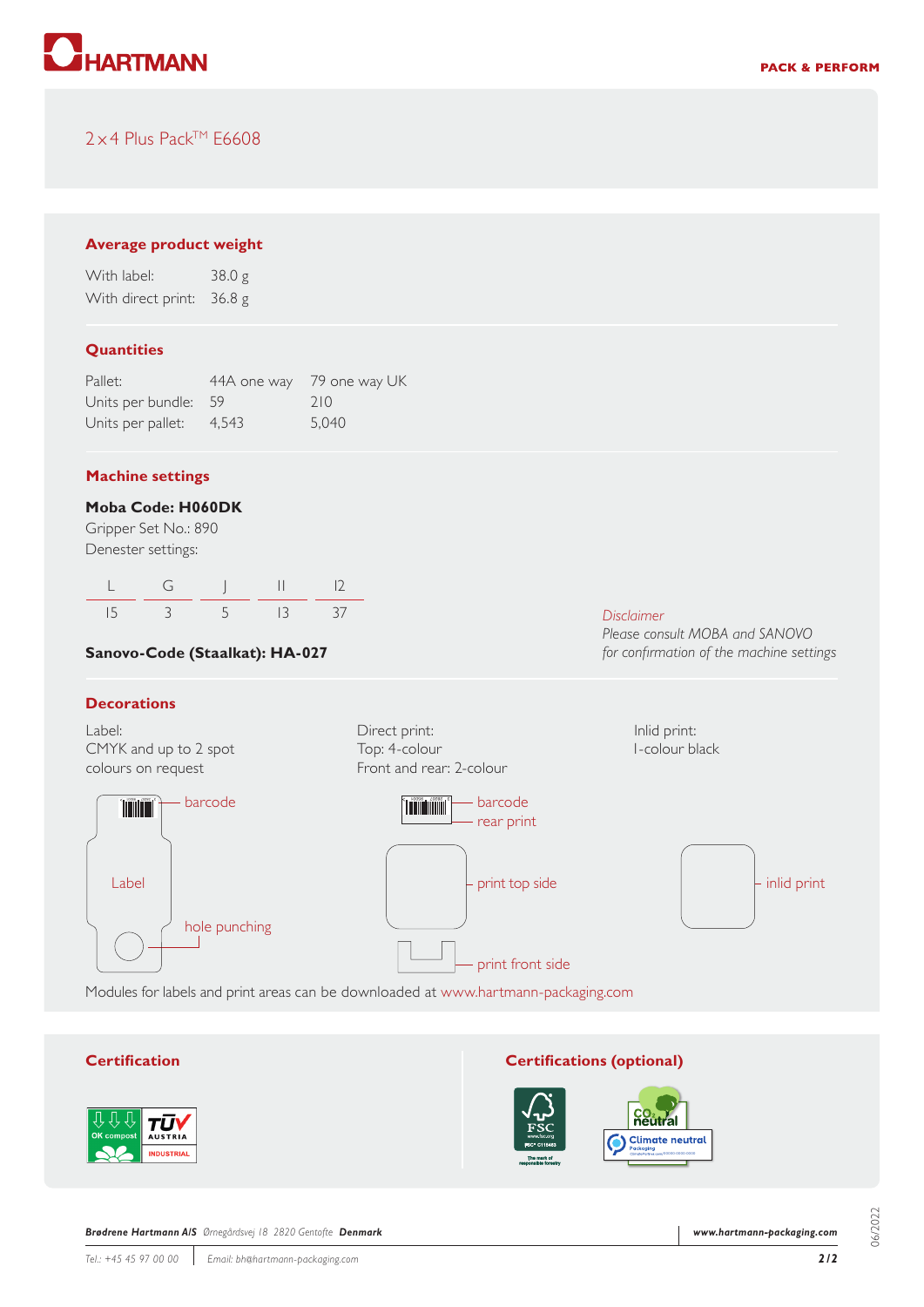# 2×4 Plus Pack™ E6608

## Average product weight

With label: 38.0 g
With direct print: 36.8 g

## Quantities

| | | |
|---|---|---|
| Pallet: | 44A one way | 79 one way UK |
| Units per bundle: | 59 | 210 |
| Units per pallet: | 4,543 | 5,040 |

## Machine settings

**Moba Code: H060DK**

Gripper Set No.: 890

Denester settings:

| L | G | J | I1 | I2 |
|---|---|---|---|---|
| 15 | 3 | 5 | 13 | 37 |

**Sanovo-Code (Staalkat): HA-027**

*Disclaimer*
*Please consult MOBA and SANOVO for confirmation of the machine settings*

## Decorations

Label:
CMYK and up to 2 spot colours on request

Direct print:
Top: 4-colour
Front and rear: 2-colour

Inlid print:
1-colour black

barcode
Label
hole punching

barcode
rear print
print top side
print front side

inlid print

Modules for labels and print areas can be downloaded at www.hartmann-packaging.com

## Certification

## Certifications (optional)

**Brødrene Hartmann A/S** Ørnegårdsvej 18 2820 Gentofte **Denmark**
**www.hartmann-packaging.com**
Tel.: +45 45 97 00 00 Email: bh@hartmann-packaging.com